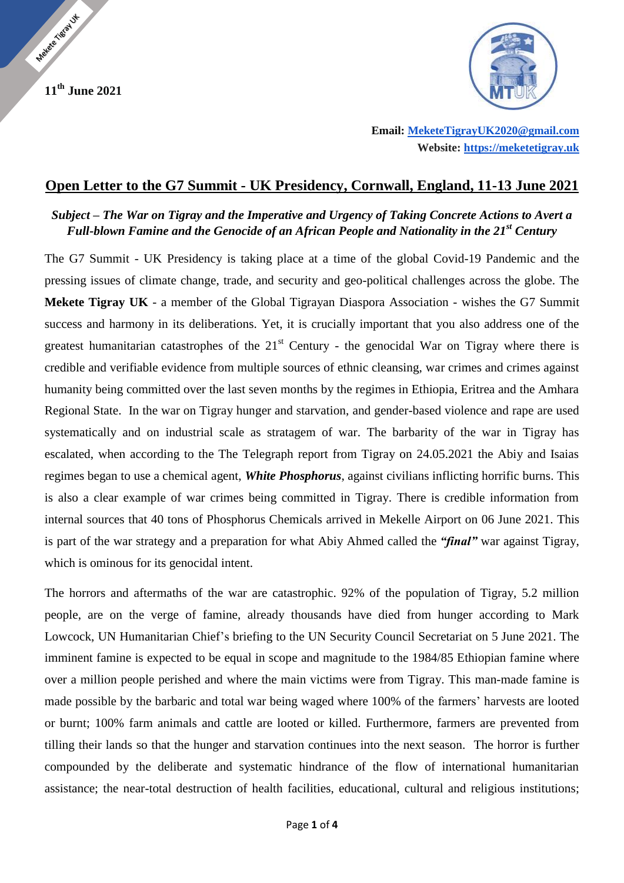11th June 2021

**Email: [MeketeTigrayUK2020@gmail.com](mailto:MeketeTigrayUK2020@gmail.com)**
**Website: [https://meketetigray.uk](https://meketetigray.uk)**

# Open Letter to the G7 Summit - UK Presidency, Cornwall, England, 11-13 June 2021

***Subject – The War on Tigray and the Imperative and Urgency of Taking Concrete Actions to Avert a Full-blown Famine and the Genocide of an African People and Nationality in the 21st Century***

The G7 Summit - UK Presidency is taking place at a time of the global Covid-19 Pandemic and the pressing issues of climate change, trade, and security and geo-political challenges across the globe. The **Mekete Tigray UK** - a member of the Global Tigrayan Diaspora Association - wishes the G7 Summit success and harmony in its deliberations. Yet, it is crucially important that you also address one of the greatest humanitarian catastrophes of the 21st Century - the genocidal War on Tigray where there is credible and verifiable evidence from multiple sources of ethnic cleansing, war crimes and crimes against humanity being committed over the last seven months by the regimes in Ethiopia, Eritrea and the Amhara Regional State. In the war on Tigray hunger and starvation, and gender-based violence and rape are used systematically and on industrial scale as stratagem of war. The barbarity of the war in Tigray has escalated, when according to the The Telegraph report from Tigray on 24.05.2021 the Abiy and Isaias regimes began to use a chemical agent, ***White Phosphorus***, against civilians inflicting horrific burns. This is also a clear example of war crimes being committed in Tigray. There is credible information from internal sources that 40 tons of Phosphorus Chemicals arrived in Mekelle Airport on 06 June 2021. This is part of the war strategy and a preparation for what Abiy Ahmed called the ***"final"*** war against Tigray, which is ominous for its genocidal intent.

The horrors and aftermaths of the war are catastrophic. 92% of the population of Tigray, 5.2 million people, are on the verge of famine, already thousands have died from hunger according to Mark Lowcock, UN Humanitarian Chief's briefing to the UN Security Council Secretariat on 5 June 2021. The imminent famine is expected to be equal in scope and magnitude to the 1984/85 Ethiopian famine where over a million people perished and where the main victims were from Tigray. This man-made famine is made possible by the barbaric and total war being waged where 100% of the farmers' harvests are looted or burnt; 100% farm animals and cattle are looted or killed. Furthermore, farmers are prevented from tilling their lands so that the hunger and starvation continues into the next season. The horror is further compounded by the deliberate and systematic hindrance of the flow of international humanitarian assistance; the near-total destruction of health facilities, educational, cultural and religious institutions;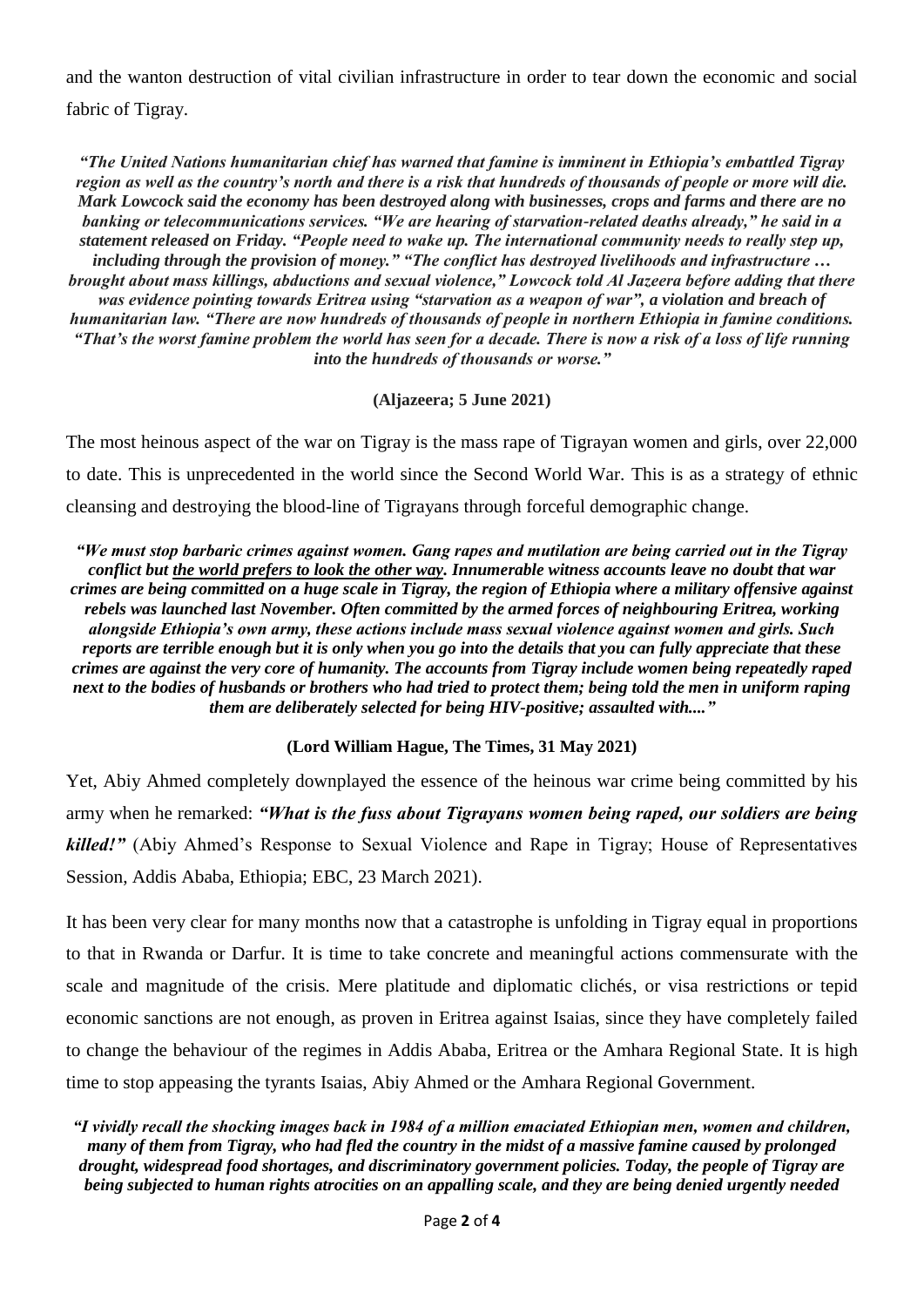and the wanton destruction of vital civilian infrastructure in order to tear down the economic and social fabric of Tigray.

***"The United Nations humanitarian chief has warned that famine is imminent in Ethiopia's embattled Tigray region as well as the country's north and there is a risk that hundreds of thousands of people or more will die. Mark Lowcock said the economy has been destroyed along with businesses, crops and farms and there are no banking or telecommunications services. "We are hearing of starvation-related deaths already," he said in a statement released on Friday. "People need to wake up. The international community needs to really step up, including through the provision of money." "The conflict has destroyed livelihoods and infrastructure … brought about mass killings, abductions and sexual violence," Lowcock told Al Jazeera before adding that there was evidence pointing towards Eritrea using "starvation as a weapon of war", a violation and breach of humanitarian law. "There are now hundreds of thousands of people in northern Ethiopia in famine conditions. "That's the worst famine problem the world has seen for a decade. There is now a risk of a loss of life running into the hundreds of thousands or worse."***

**(Aljazeera; 5 June 2021)**

The most heinous aspect of the war on Tigray is the mass rape of Tigrayan women and girls, over 22,000 to date. This is unprecedented in the world since the Second World War. This is as a strategy of ethnic cleansing and destroying the blood-line of Tigrayans through forceful demographic change.

***"We must stop barbaric crimes against women. Gang rapes and mutilation are being carried out in the Tigray conflict but <u>the world prefers to look the other way</u>. Innumerable witness accounts leave no doubt that war crimes are being committed on a huge scale in Tigray, the region of Ethiopia where a military offensive against rebels was launched last November. Often committed by the armed forces of neighbouring Eritrea, working alongside Ethiopia's own army, these actions include mass sexual violence against women and girls. Such reports are terrible enough but it is only when you go into the details that you can fully appreciate that these crimes are against the very core of humanity. The accounts from Tigray include women being repeatedly raped next to the bodies of husbands or brothers who had tried to protect them; being told the men in uniform raping them are deliberately selected for being HIV-positive; assaulted with...."***

**(Lord William Hague, The Times, 31 May 2021)**

Yet, Abiy Ahmed completely downplayed the essence of the heinous war crime being committed by his army when he remarked: ***"What is the fuss about Tigrayans women being raped, our soldiers are being killed!"*** (Abiy Ahmed's Response to Sexual Violence and Rape in Tigray; House of Representatives Session, Addis Ababa, Ethiopia; EBC, 23 March 2021).

It has been very clear for many months now that a catastrophe is unfolding in Tigray equal in proportions to that in Rwanda or Darfur. It is time to take concrete and meaningful actions commensurate with the scale and magnitude of the crisis. Mere platitude and diplomatic clichés, or visa restrictions or tepid economic sanctions are not enough, as proven in Eritrea against Isaias, since they have completely failed to change the behaviour of the regimes in Addis Ababa, Eritrea or the Amhara Regional State. It is high time to stop appeasing the tyrants Isaias, Abiy Ahmed or the Amhara Regional Government.

***"I vividly recall the shocking images back in 1984 of a million emaciated Ethiopian men, women and children, many of them from Tigray, who had fled the country in the midst of a massive famine caused by prolonged drought, widespread food shortages, and discriminatory government policies. Today, the people of Tigray are being subjected to human rights atrocities on an appalling scale, and they are being denied urgently needed***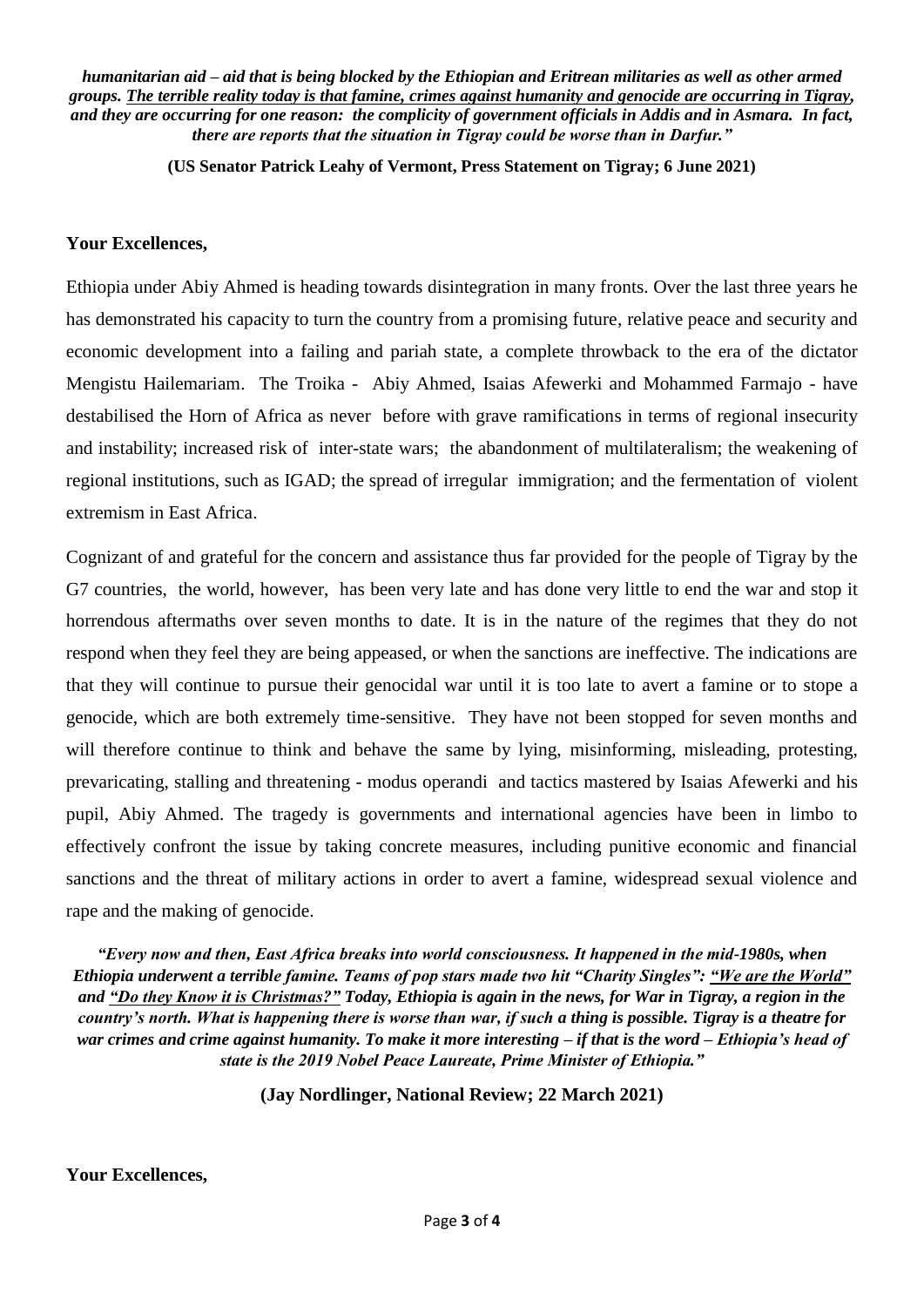***humanitarian aid – aid that is being blocked by the Ethiopian and Eritrean militaries as well as other armed groups. The terrible reality today is that famine, crimes against humanity and genocide are occurring in Tigray, and they are occurring for one reason: the complicity of government officials in Addis and in Asmara. In fact, there are reports that the situation in Tigray could be worse than in Darfur."***

**(US Senator Patrick Leahy of Vermont, Press Statement on Tigray; 6 June 2021)**

**Your Excellences,**

Ethiopia under Abiy Ahmed is heading towards disintegration in many fronts. Over the last three years he has demonstrated his capacity to turn the country from a promising future, relative peace and security and economic development into a failing and pariah state, a complete throwback to the era of the dictator Mengistu Hailemariam. The Troika - Abiy Ahmed, Isaias Afewerki and Mohammed Farmajo - have destabilised the Horn of Africa as never before with grave ramifications in terms of regional insecurity and instability; increased risk of inter-state wars; the abandonment of multilateralism; the weakening of regional institutions, such as IGAD; the spread of irregular immigration; and the fermentation of violent extremism in East Africa.

Cognizant of and grateful for the concern and assistance thus far provided for the people of Tigray by the G7 countries, the world, however, has been very late and has done very little to end the war and stop it horrendous aftermaths over seven months to date. It is in the nature of the regimes that they do not respond when they feel they are being appeased, or when the sanctions are ineffective. The indications are that they will continue to pursue their genocidal war until it is too late to avert a famine or to stope a genocide, which are both extremely time-sensitive. They have not been stopped for seven months and will therefore continue to think and behave the same by lying, misinforming, misleading, protesting, prevaricating, stalling and threatening - modus operandi and tactics mastered by Isaias Afewerki and his pupil, Abiy Ahmed. The tragedy is governments and international agencies have been in limbo to effectively confront the issue by taking concrete measures, including punitive economic and financial sanctions and the threat of military actions in order to avert a famine, widespread sexual violence and rape and the making of genocide.

***"Every now and then, East Africa breaks into world consciousness. It happened in the mid-1980s, when Ethiopia underwent a terrible famine. Teams of pop stars made two hit "Charity Singles": "We are the World" and "Do they Know it is Christmas?" Today, Ethiopia is again in the news, for War in Tigray, a region in the country's north. What is happening there is worse than war, if such a thing is possible. Tigray is a theatre for war crimes and crime against humanity. To make it more interesting – if that is the word – Ethiopia's head of state is the 2019 Nobel Peace Laureate, Prime Minister of Ethiopia."***

**(Jay Nordlinger, National Review; 22 March 2021)**

**Your Excellences,**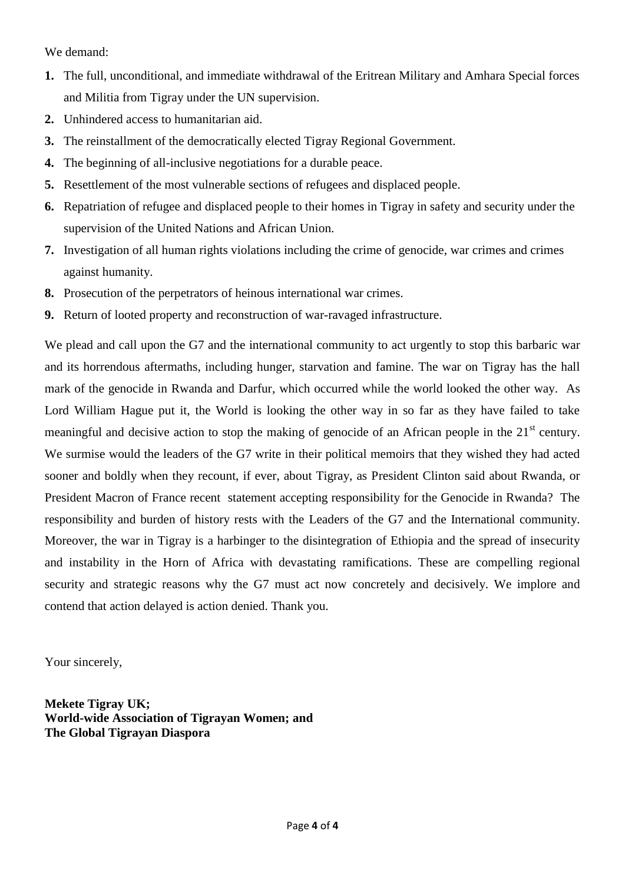We demand:

1. The full, unconditional, and immediate withdrawal of the Eritrean Military and Amhara Special forces and Militia from Tigray under the UN supervision.
2. Unhindered access to humanitarian aid.
3. The reinstallment of the democratically elected Tigray Regional Government.
4. The beginning of all-inclusive negotiations for a durable peace.
5. Resettlement of the most vulnerable sections of refugees and displaced people.
6. Repatriation of refugee and displaced people to their homes in Tigray in safety and security under the supervision of the United Nations and African Union.
7. Investigation of all human rights violations including the crime of genocide, war crimes and crimes against humanity.
8. Prosecution of the perpetrators of heinous international war crimes.
9. Return of looted property and reconstruction of war-ravaged infrastructure.

We plead and call upon the G7 and the international community to act urgently to stop this barbaric war and its horrendous aftermaths, including hunger, starvation and famine. The war on Tigray has the hall mark of the genocide in Rwanda and Darfur, which occurred while the world looked the other way. As Lord William Hague put it, the World is looking the other way in so far as they have failed to take meaningful and decisive action to stop the making of genocide of an African people in the 21st century. We surmise would the leaders of the G7 write in their political memoirs that they wished they had acted sooner and boldly when they recount, if ever, about Tigray, as President Clinton said about Rwanda, or President Macron of France recent statement accepting responsibility for the Genocide in Rwanda? The responsibility and burden of history rests with the Leaders of the G7 and the International community. Moreover, the war in Tigray is a harbinger to the disintegration of Ethiopia and the spread of insecurity and instability in the Horn of Africa with devastating ramifications. These are compelling regional security and strategic reasons why the G7 must act now concretely and decisively. We implore and contend that action delayed is action denied. Thank you.

Your sincerely,

**Mekete Tigray UK;**
**World-wide Association of Tigrayan Women; and**
**The Global Tigrayan Diaspora**